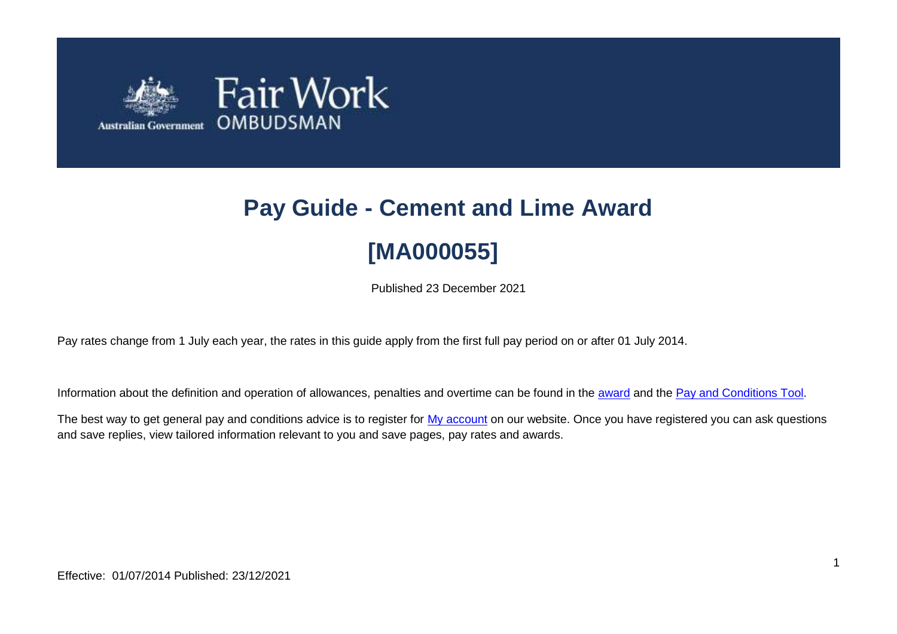# Pay Guide - Cement and Lime Award

# [MA000055]

Published 23 December 2021

Pay rates change from 1 July each year, the rates in this guide apply from the first full pay period on or after 01 July 2014.

Information about the definition and operation of allowances, penalties and overtime can be found in the award and the Pay and Conditions Tool.

The best way to get general pay and conditions advice is to register for My account on our website. Once you have registered you can ask questions and save replies, view tailored information relevant to you and save pages, pay rates and awards.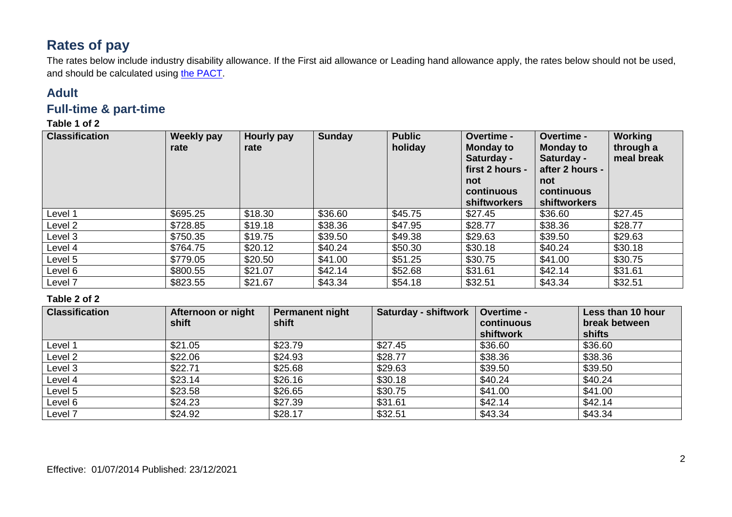# Rates of pay

The rates below include industry disability allowance. If the First aid allowance or Leading hand allowance apply, the rates below should not be used, and should be calculated using [the PACT](the PACT).

## Adult

## Full-time & part-time

**Table 1 of 2**

| Classification | Weekly pay rate | Hourly pay rate | Sunday | Public holiday | Overtime - Monday to Saturday - first 2 hours - not continuous shiftworkers | Overtime - Monday to Saturday - after 2 hours - not continuous shiftworkers | Working through a meal break |
|---|---|---|---|---|---|---|---|
| Level 1 | $695.25 | $18.30 | $36.60 | $45.75 | $27.45 | $36.60 | $27.45 |
| Level 2 | $728.85 | $19.18 | $38.36 | $47.95 | $28.77 | $38.36 | $28.77 |
| Level 3 | $750.35 | $19.75 | $39.50 | $49.38 | $29.63 | $39.50 | $29.63 |
| Level 4 | $764.75 | $20.12 | $40.24 | $50.30 | $30.18 | $40.24 | $30.18 |
| Level 5 | $779.05 | $20.50 | $41.00 | $51.25 | $30.75 | $41.00 | $30.75 |
| Level 6 | $800.55 | $21.07 | $42.14 | $52.68 | $31.61 | $42.14 | $31.61 |
| Level 7 | $823.55 | $21.67 | $43.34 | $54.18 | $32.51 | $43.34 | $32.51 |

**Table 2 of 2**

| Classification | Afternoon or night shift | Permanent night shift | Saturday - shiftwork | Overtime - continuous shiftwork | Less than 10 hour break between shifts |
|---|---|---|---|---|---|
| Level 1 | $21.05 | $23.79 | $27.45 | $36.60 | $36.60 |
| Level 2 | $22.06 | $24.93 | $28.77 | $38.36 | $38.36 |
| Level 3 | $22.71 | $25.68 | $29.63 | $39.50 | $39.50 |
| Level 4 | $23.14 | $26.16 | $30.18 | $40.24 | $40.24 |
| Level 5 | $23.58 | $26.65 | $30.75 | $41.00 | $41.00 |
| Level 6 | $24.23 | $27.39 | $31.61 | $42.14 | $42.14 |
| Level 7 | $24.92 | $28.17 | $32.51 | $43.34 | $43.34 |

Effective: 01/07/2014 Published: 23/12/2021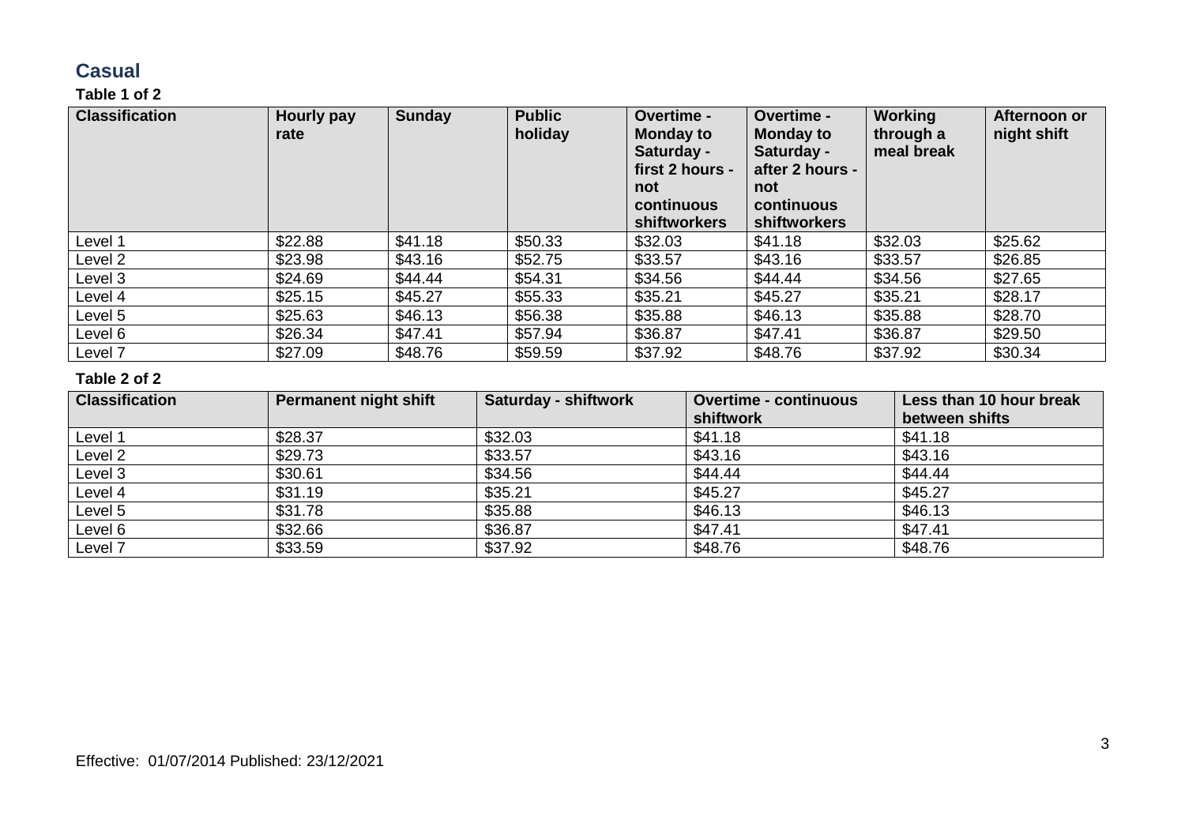## Casual

**Table 1 of 2**

| Classification | Hourly pay rate | Sunday | Public holiday | Overtime - Monday to Saturday - first 2 hours - not continuous shiftworkers | Overtime - Monday to Saturday - after 2 hours - not continuous shiftworkers | Working through a meal break | Afternoon or night shift |
|---|---|---|---|---|---|---|---|
| Level 1 | $22.88 | $41.18 | $50.33 | $32.03 | $41.18 | $32.03 | $25.62 |
| Level 2 | $23.98 | $43.16 | $52.75 | $33.57 | $43.16 | $33.57 | $26.85 |
| Level 3 | $24.69 | $44.44 | $54.31 | $34.56 | $44.44 | $34.56 | $27.65 |
| Level 4 | $25.15 | $45.27 | $55.33 | $35.21 | $45.27 | $35.21 | $28.17 |
| Level 5 | $25.63 | $46.13 | $56.38 | $35.88 | $46.13 | $35.88 | $28.70 |
| Level 6 | $26.34 | $47.41 | $57.94 | $36.87 | $47.41 | $36.87 | $29.50 |
| Level 7 | $27.09 | $48.76 | $59.59 | $37.92 | $48.76 | $37.92 | $30.34 |

**Table 2 of 2**

| Classification | Permanent night shift | Saturday - shiftwork | Overtime - continuous shiftwork | Less than 10 hour break between shifts |
|---|---|---|---|---|
| Level 1 | $28.37 | $32.03 | $41.18 | $41.18 |
| Level 2 | $29.73 | $33.57 | $43.16 | $43.16 |
| Level 3 | $30.61 | $34.56 | $44.44 | $44.44 |
| Level 4 | $31.19 | $35.21 | $45.27 | $45.27 |
| Level 5 | $31.78 | $35.88 | $46.13 | $46.13 |
| Level 6 | $32.66 | $36.87 | $47.41 | $47.41 |
| Level 7 | $33.59 | $37.92 | $48.76 | $48.76 |

Effective: 01/07/2014 Published: 23/12/2021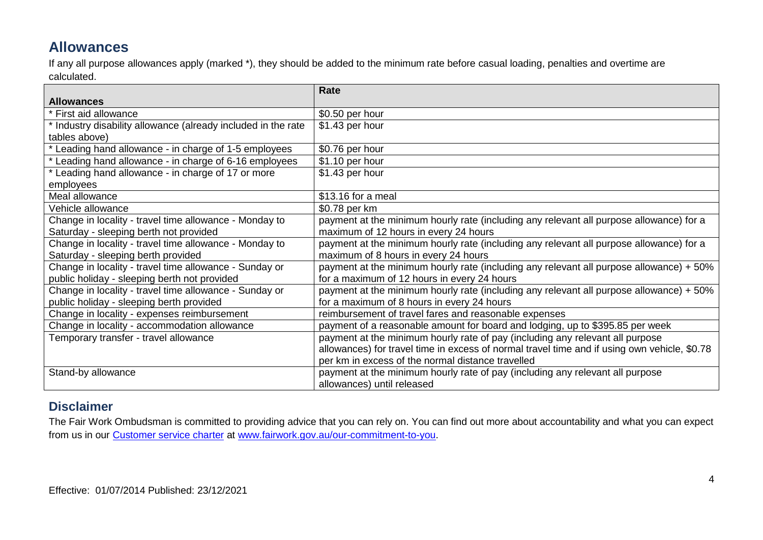## Allowances

If any all purpose allowances apply (marked *), they should be added to the minimum rate before casual loading, penalties and overtime are calculated.

| Allowances | Rate |
|---|---|
| * First aid allowance | $0.50 per hour |
| * Industry disability allowance (already included in the rate tables above) | $1.43 per hour |
| * Leading hand allowance - in charge of 1-5 employees | $0.76 per hour |
| * Leading hand allowance - in charge of 6-16 employees | $1.10 per hour |
| * Leading hand allowance - in charge of 17 or more employees | $1.43 per hour |
| Meal allowance | $13.16 for a meal |
| Vehicle allowance | $0.78 per km |
| Change in locality - travel time allowance - Monday to Saturday - sleeping berth not provided | payment at the minimum hourly rate (including any relevant all purpose allowance) for a maximum of 12 hours in every 24 hours |
| Change in locality - travel time allowance - Monday to Saturday - sleeping berth provided | payment at the minimum hourly rate (including any relevant all purpose allowance) for a maximum of 8 hours in every 24 hours |
| Change in locality - travel time allowance - Sunday or public holiday - sleeping berth not provided | payment at the minimum hourly rate (including any relevant all purpose allowance) + 50% for a maximum of 12 hours in every 24 hours |
| Change in locality - travel time allowance - Sunday or public holiday - sleeping berth provided | payment at the minimum hourly rate (including any relevant all purpose allowance) + 50% for a maximum of 8 hours in every 24 hours |
| Change in locality - expenses reimbursement | reimbursement of travel fares and reasonable expenses |
| Change in locality - accommodation allowance | payment of a reasonable amount for board and lodging, up to $395.85 per week |
| Temporary transfer - travel allowance | payment at the minimum hourly rate of pay (including any relevant all purpose allowances) for travel time in excess of normal travel time and if using own vehicle, $0.78 per km in excess of the normal distance travelled |
| Stand-by allowance | payment at the minimum hourly rate of pay (including any relevant all purpose allowances) until released |

## Disclaimer

The Fair Work Ombudsman is committed to providing advice that you can rely on. You can find out more about accountability and what you can expect from us in our [Customer service charter](www.fairwork.gov.au/our-commitment-to-you) at [www.fairwork.gov.au/our-commitment-to-you](www.fairwork.gov.au/our-commitment-to-you).

Effective: 01/07/2014 Published: 23/12/2021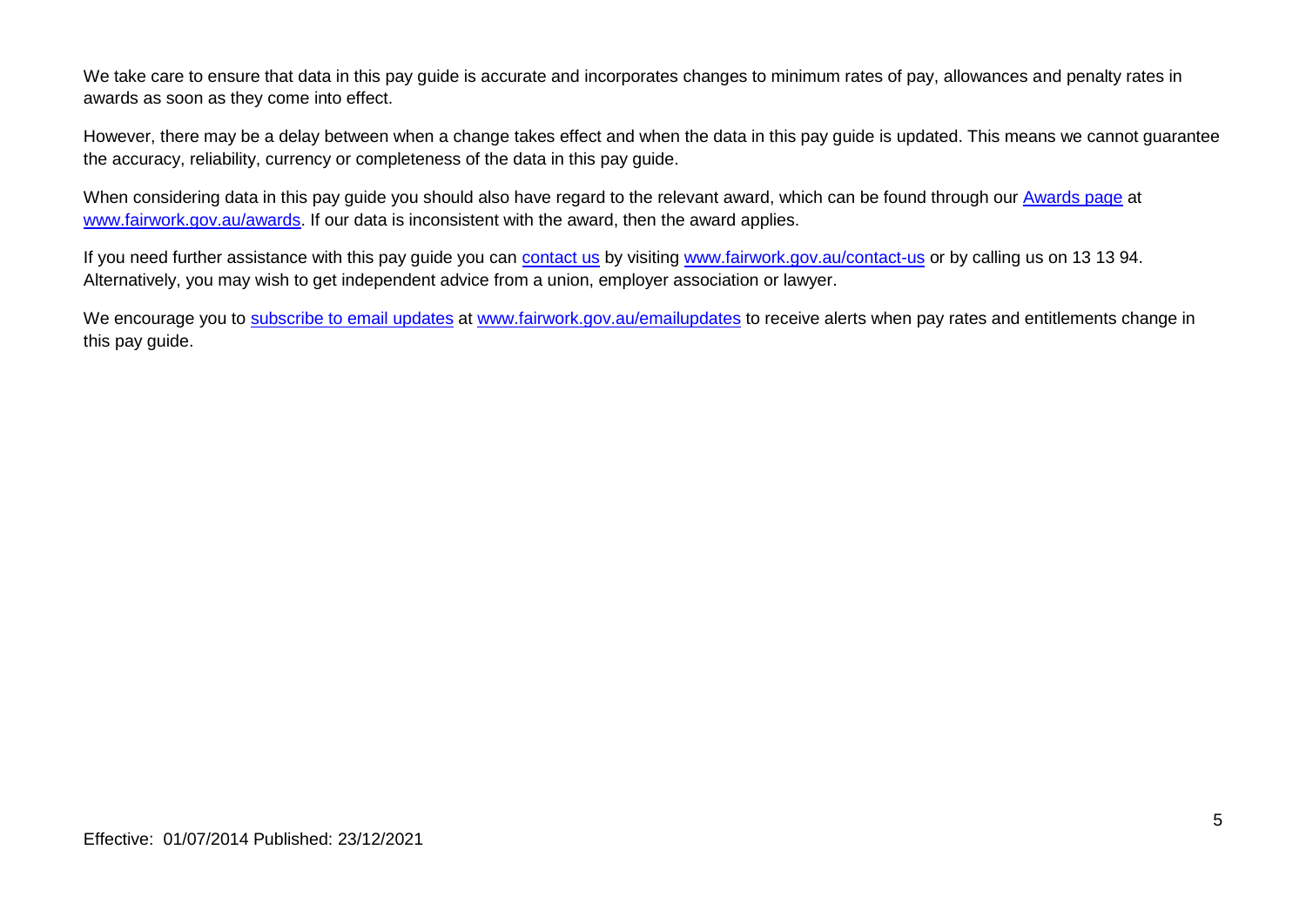We take care to ensure that data in this pay guide is accurate and incorporates changes to minimum rates of pay, allowances and penalty rates in awards as soon as they come into effect.

However, there may be a delay between when a change takes effect and when the data in this pay guide is updated. This means we cannot guarantee the accuracy, reliability, currency or completeness of the data in this pay guide.

When considering data in this pay guide you should also have regard to the relevant award, which can be found through our [Awards page](www.fairwork.gov.au/awards) at [www.fairwork.gov.au/awards](www.fairwork.gov.au/awards). If our data is inconsistent with the award, then the award applies.

If you need further assistance with this pay guide you can [contact us](www.fairwork.gov.au/contact-us) by visiting [www.fairwork.gov.au/contact-us](www.fairwork.gov.au/contact-us) or by calling us on 13 13 94. Alternatively, you may wish to get independent advice from a union, employer association or lawyer.

We encourage you to [subscribe to email updates](www.fairwork.gov.au/emailupdates) at [www.fairwork.gov.au/emailupdates](www.fairwork.gov.au/emailupdates) to receive alerts when pay rates and entitlements change in this pay guide.